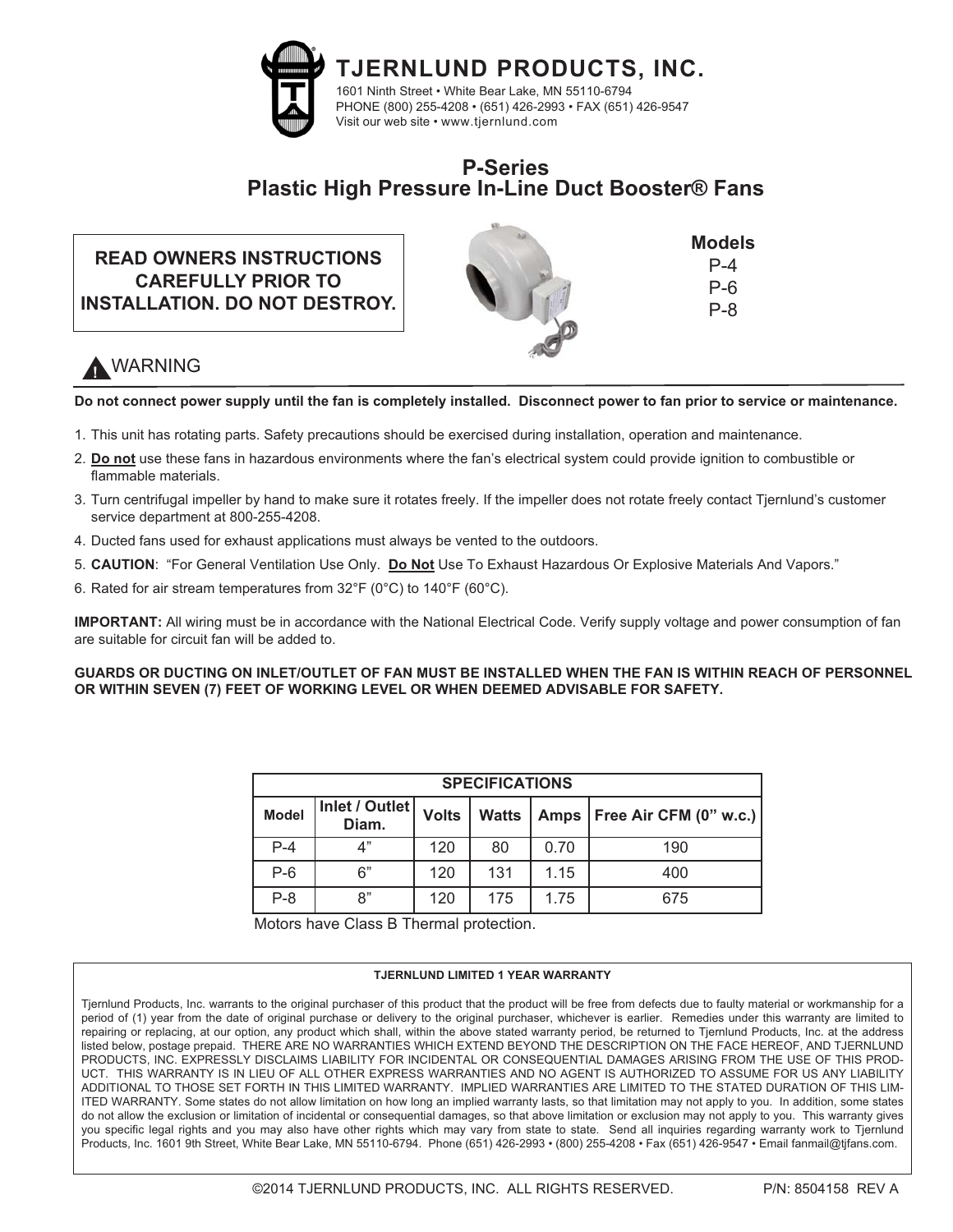# TJERNLUND PRODUCTS, INC.

1601 Ninth Street • White Bear Lake, MN 55110-6794
PHONE (800) 255-4208 • (651) 426-2993 • FAX (651) 426-9547
Visit our web site • www.tjernlund.com

## P-Series
## Plastic High Pressure In-Line Duct Booster® Fans

**READ OWNERS INSTRUCTIONS CAREFULLY PRIOR TO INSTALLATION. DO NOT DESTROY.**

**Models**
P-4
P-6
P-8

### WARNING

**Do not connect power supply until the fan is completely installed. Disconnect power to fan prior to service or maintenance.**

1. This unit has rotating parts. Safety precautions should be exercised during installation, operation and maintenance.
2. **Do not** use these fans in hazardous environments where the fan's electrical system could provide ignition to combustible or flammable materials.
3. Turn centrifugal impeller by hand to make sure it rotates freely. If the impeller does not rotate freely contact Tjernlund's customer service department at 800-255-4208.
4. Ducted fans used for exhaust applications must always be vented to the outdoors.
5. **CAUTION**: "For General Ventilation Use Only. **Do Not** Use To Exhaust Hazardous Or Explosive Materials And Vapors."
6. Rated for air stream temperatures from 32°F (0°C) to 140°F (60°C).

**IMPORTANT:** All wiring must be in accordance with the National Electrical Code. Verify supply voltage and power consumption of fan are suitable for circuit fan will be added to.

**GUARDS OR DUCTING ON INLET/OUTLET OF FAN MUST BE INSTALLED WHEN THE FAN IS WITHIN REACH OF PERSONNEL OR WITHIN SEVEN (7) FEET OF WORKING LEVEL OR WHEN DEEMED ADVISABLE FOR SAFETY.**

| SPECIFICATIONS | | | | | |
|---|---|---|---|---|---|
| Model | Inlet / Outlet Diam. | Volts | Watts | Amps | Free Air CFM (0" w.c.) |
| P-4 | 4" | 120 | 80 | 0.70 | 190 |
| P-6 | 6" | 120 | 131 | 1.15 | 400 |
| P-8 | 8" | 120 | 175 | 1.75 | 675 |

Motors have Class B Thermal protection.

**TJERNLUND LIMITED 1 YEAR WARRANTY**

Tjernlund Products, Inc. warrants to the original purchaser of this product that the product will be free from defects due to faulty material or workmanship for a period of (1) year from the date of original purchase or delivery to the original purchaser, whichever is earlier. Remedies under this warranty are limited to repairing or replacing, at our option, any product which shall, within the above stated warranty period, be returned to Tjernlund Products, Inc. at the address listed below, postage prepaid. THERE ARE NO WARRANTIES WHICH EXTEND BEYOND THE DESCRIPTION ON THE FACE HEREOF, AND TJERNLUND PRODUCTS, INC. EXPRESSLY DISCLAIMS LIABILITY FOR INCIDENTAL OR CONSEQUENTIAL DAMAGES ARISING FROM THE USE OF THIS PRODUCT. THIS WARRANTY IS IN LIEU OF ALL OTHER EXPRESS WARRANTIES AND NO AGENT IS AUTHORIZED TO ASSUME FOR US ANY LIABILITY ADDITIONAL TO THOSE SET FORTH IN THIS LIMITED WARRANTY. IMPLIED WARRANTIES ARE LIMITED TO THE STATED DURATION OF THIS LIMITED WARRANTY. Some states do not allow limitation on how long an implied warranty lasts, so that limitation may not apply to you. In addition, some states do not allow the exclusion or limitation of incidental or consequential damages, so that above limitation or exclusion may not apply to you. This warranty gives you specific legal rights and you may also have other rights which may vary from state to state. Send all inquiries regarding warranty work to Tjernlund Products, Inc. 1601 9th Street, White Bear Lake, MN 55110-6794. Phone (651) 426-2993 • (800) 255-4208 • Fax (651) 426-9547 • Email fanmail@tjfans.com.

©2014 TJERNLUND PRODUCTS, INC. ALL RIGHTS RESERVED. P/N: 8504158 REV A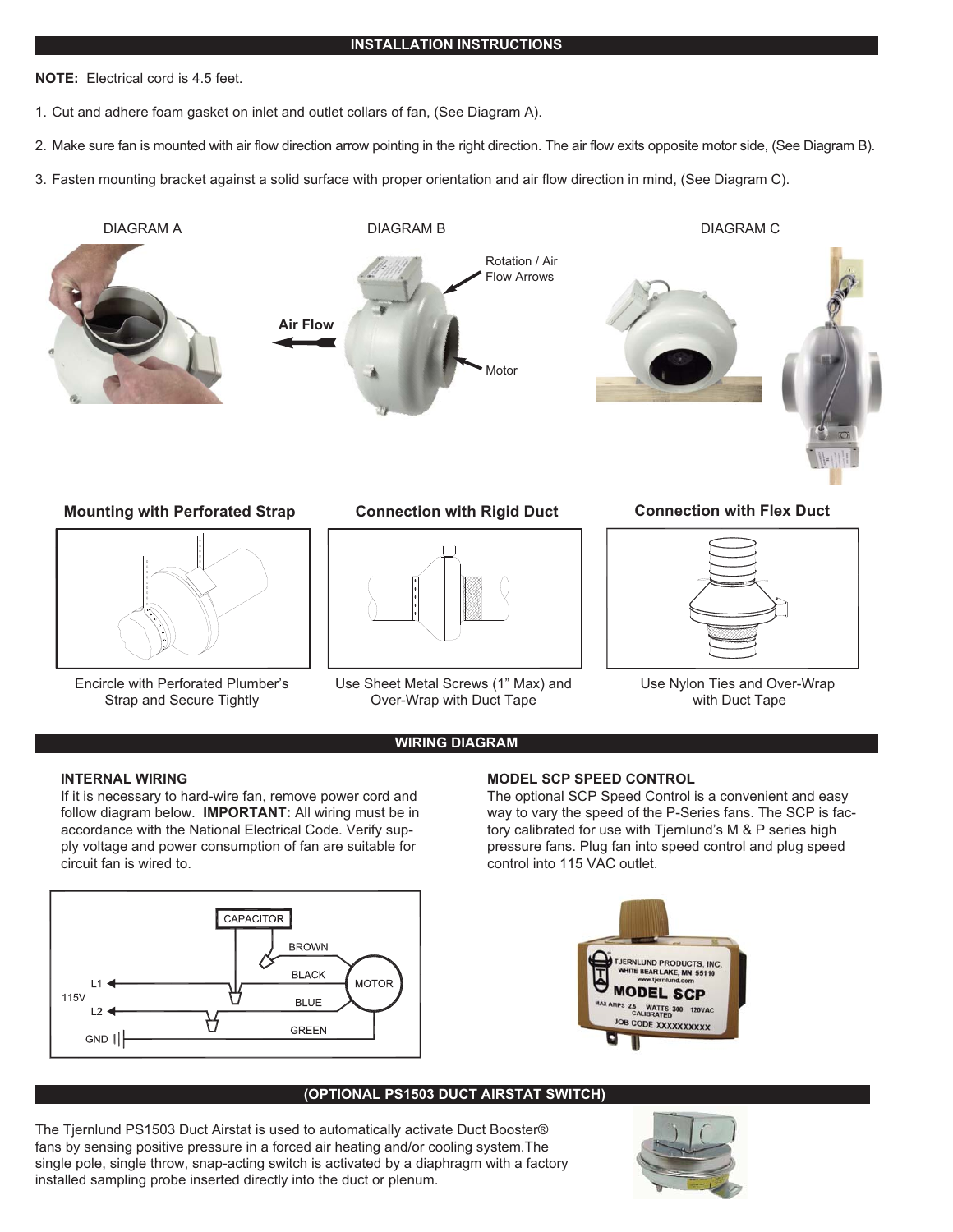## INSTALLATION INSTRUCTIONS

**NOTE:** Electrical cord is 4.5 feet.

1. Cut and adhere foam gasket on inlet and outlet collars of fan, (See Diagram A).
2. Make sure fan is mounted with air flow direction arrow pointing in the right direction. The air flow exits opposite motor side, (See Diagram B).
3. Fasten mounting bracket against a solid surface with proper orientation and air flow direction in mind, (See Diagram C).

DIAGRAM A

DIAGRAM B

Air Flow

Rotation / Air Flow Arrows

Motor

DIAGRAM C

**Mounting with Perforated Strap**

Encircle with Perforated Plumber's Strap and Secure Tightly

**Connection with Rigid Duct**

Use Sheet Metal Screws (1" Max) and Over-Wrap with Duct Tape

**Connection with Flex Duct**

Use Nylon Ties and Over-Wrap with Duct Tape

## WIRING DIAGRAM

### INTERNAL WIRING

If it is necessary to hard-wire fan, remove power cord and follow diagram below. **IMPORTANT:** All wiring must be in accordance with the National Electrical Code. Verify supply voltage and power consumption of fan are suitable for circuit fan is wired to.

CAPACITOR
BROWN
BLACK
MOTOR
BLUE
GREEN
L1
115V
L2
GND

### MODEL SCP SPEED CONTROL

The optional SCP Speed Control is a convenient and easy way to vary the speed of the P-Series fans. The SCP is factory calibrated for use with Tjernlund's M & P series high pressure fans. Plug fan into speed control and plug speed control into 115 VAC outlet.

TJERNLUND PRODUCTS, INC.
WHITE BEAR LAKE, MN 55110
www.tjernlund.com
MODEL SCP
MAX AMPS 2.5 WATTS 300 120VAC
CALIBRATED
JOB CODE XXXXXXXXXX

## (OPTIONAL PS1503 DUCT AIRSTAT SWITCH)

The Tjernlund PS1503 Duct Airstat is used to automatically activate Duct Booster® fans by sensing positive pressure in a forced air heating and/or cooling system. The single pole, single throw, snap-acting switch is activated by a diaphragm with a factory installed sampling probe inserted directly into the duct or plenum.